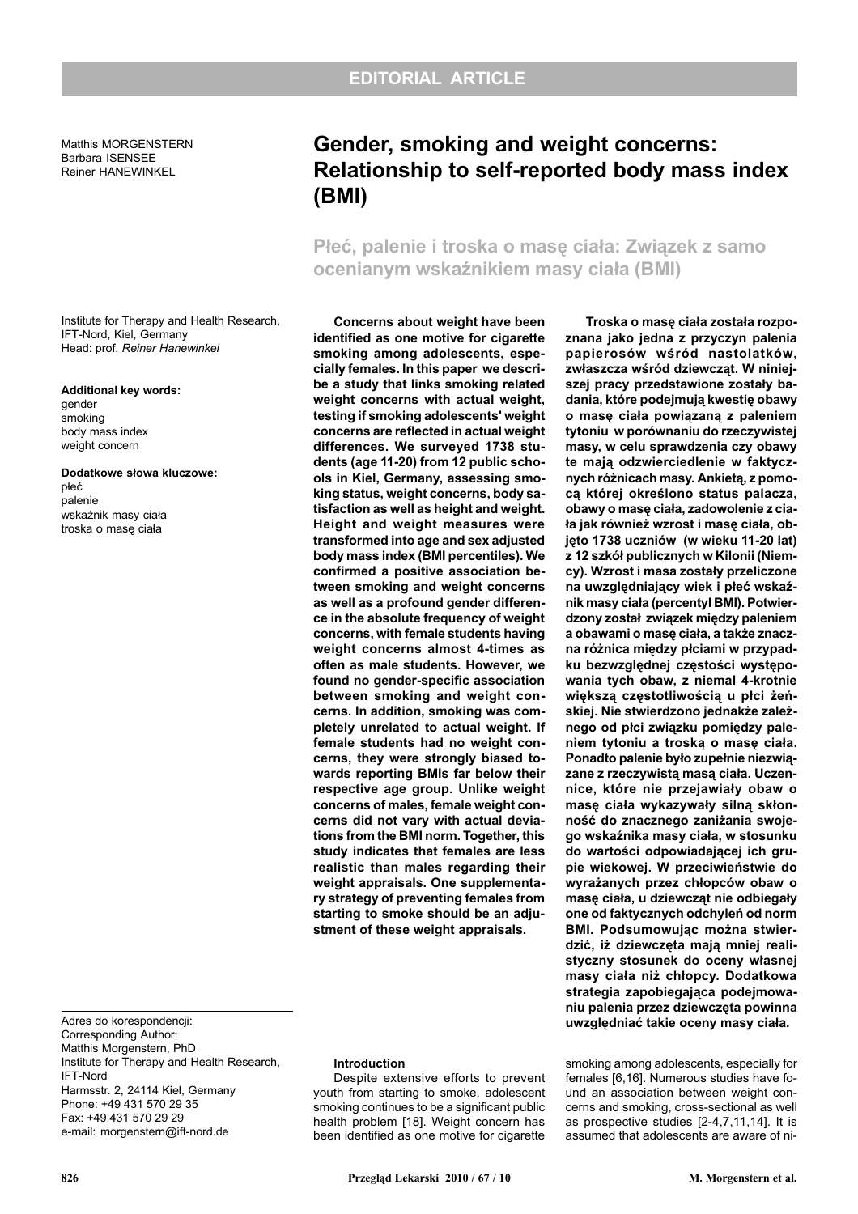EDITORIAL ARTICLE

Matthis MORGENSTERN
Barbara ISENSEE
Reiner HANEWINKEL

# Gender, smoking and weight concerns: Relationship to self-reported body mass index (BMI)

## Płeć, palenie i troska o masę ciała: Związek z samo ocenianym wskaźnikiem masy ciała (BMI)

Institute for Therapy and Health Research, IFT-Nord, Kiel, Germany
Head: prof. *Reiner Hanewinkel*

**Additional key words:**
gender
smoking
body mass index
weight concern

**Dodatkowe słowa kluczowe:**
płeć
palenie
wskaźnik masy ciała
troska o masę ciała

**Concerns about weight have been identified as one motive for cigarette smoking among adolescents, especially females. In this paper we describe a study that links smoking related weight concerns with actual weight, testing if smoking adolescents' weight concerns are reflected in actual weight differences. We surveyed 1738 students (age 11-20) from 12 public schools in Kiel, Germany, assessing smoking status, weight concerns, body satisfaction as well as height and weight. Height and weight measures were transformed into age and sex adjusted body mass index (BMI percentiles). We confirmed a positive association between smoking and weight concerns as well as a profound gender difference in the absolute frequency of weight concerns, with female students having weight concerns almost 4-times as often as male students. However, we found no gender-specific association between smoking and weight concerns. In addition, smoking was completely unrelated to actual weight. If female students had no weight concerns, they were strongly biased towards reporting BMIs far below their respective age group. Unlike weight concerns of males, female weight concerns did not vary with actual deviations from the BMI norm. Together, this study indicates that females are less realistic than males regarding their weight appraisals. One supplementary strategy of preventing females from starting to smoke should be an adjustment of these weight appraisals.**

**Troska o masę ciała została rozpoznana jako jedna z przyczyn palenia papierosów wśród nastolatków, zwłaszcza wśród dziewcząt. W niniejszej pracy przedstawione zostały badania, które podejmują kwestię obawy o masę ciała powiązaną z paleniem tytoniu w porównaniu do rzeczywistej masy, w celu sprawdzenia czy obawy te mają odzwierciedlenie w faktycznych różnicach masy. Ankietą, z pomocą której określono status palacza, obawy o masę ciała, zadowolenie z ciała jak również wzrost i masę ciała, objęto 1738 uczniów (w wieku 11-20 lat) z 12 szkół publicznych w Kilonii (Niemcy). Wzrost i masa zostały przeliczone na uwzględniający wiek i płeć wskaźnik masy ciała (percentyl BMI). Potwierdzony został związek między paleniem a obawami o masę ciała, a także znaczna różnica między płciami w przypadku bezwzględnej częstości występowania tych obaw, z niemal 4-krotnie większą częstotliwością u płci żeńskiej. Nie stwierdzono jednakże zależnego od płci związku pomiędzy paleniem tytoniu a troską o masę ciała. Ponadto palenie było zupełnie niezwiązane z rzeczywistą masą ciała. Uczennice, które nie przejawiały obaw o masę ciała wykazywały silną skłonność do znacznego zaniżania swojego wskaźnika masy ciała, w stosunku do wartości odpowiadającej ich grupie wiekowej. W przeciwieństwie do wyrażanych przez chłopców obaw o masę ciała, u dziewcząt nie odbiegały one od faktycznych odchyleń od norm BMI. Podsumowując można stwierdzić, iż dziewczęta mają mniej realistyczny stosunek do oceny własnej masy ciała niż chłopcy. Dodatkowa strategia zapobiegająca podejmowaniu palenia przez dziewczęta powinna uwzględniać takie oceny masy ciała.**

Adres do korespondencji:
Corresponding Author:
Matthis Morgenstern, PhD
Institute for Therapy and Health Research, IFT-Nord
Harmsstr. 2, 24114 Kiel, Germany
Phone: +49 431 570 29 35
Fax: +49 431 570 29 29
e-mail: morgenstern@ift-nord.de

### Introduction

Despite extensive efforts to prevent youth from starting to smoke, adolescent smoking continues to be a significant public health problem [18]. Weight concern has been identified as one motive for cigarette smoking among adolescents, especially for females [6,16]. Numerous studies have found an association between weight concerns and smoking, cross-sectional as well as prospective studies [2-4,7,11,14]. It is assumed that adolescents are aware of ni-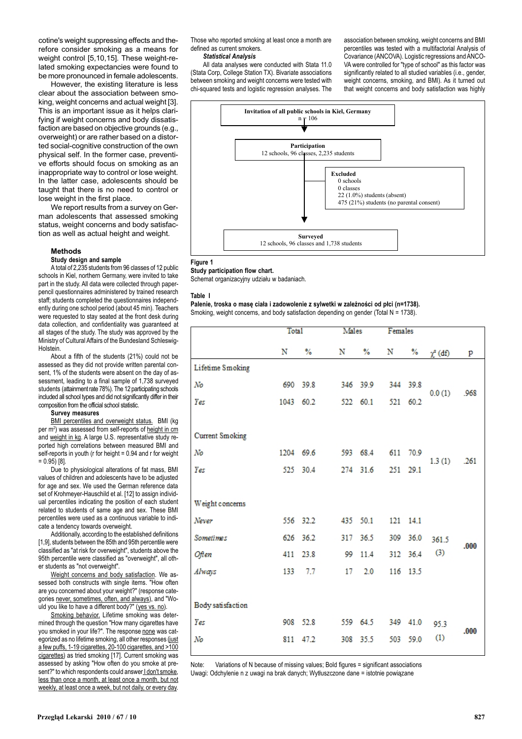cotine's weight suppressing effects and therefore consider smoking as a means for weight control [5,10,15]. These weight-related smoking expectancies were found to be more pronounced in female adolescents.

However, the existing literature is less clear about the association between smoking, weight concerns and actual weight [3]. This is an important issue as it helps clarifying if weight concerns and body dissatisfaction are based on objective grounds (e.g., overweight) or are rather based on a distorted social-cognitive construction of the own physical self. In the former case, preventive efforts should focus on smoking as an inappropriate way to control or lose weight. In the latter case, adolescents should be taught that there is no need to control or lose weight in the first place.

We report results from a survey on German adolescents that assessed smoking status, weight concerns and body satisfaction as well as actual height and weight.

### Methods

**Study design and sample**

A total of 2,235 students from 96 classes of 12 public schools in Kiel, northern Germany, were invited to take part in the study. All data were collected through paper-pencil questionnaires administered by trained research staff; students completed the questionnaires independently during one school period (about 45 min). Teachers were requested to stay seated at the front desk during data collection, and confidentiality was guaranteed at all stages of the study. The study was approved by the Ministry of Cultural Affairs of the Bundesland Schleswig-Holstein.

About a fifth of the students (21%) could not be assessed as they did not provide written parental consent, 1% of the students were absent on the day of assessment, leading to a final sample of 1,738 surveyed students (attainment rate 78%). The 12 participating schools included all school types and did not significantly differ in their composition from the official school statistic.

**Survey measures**

BMI percentiles and overweight status. BMI (kg per m$^2$) was assessed from self-reports of height in cm and weight in kg. A large U.S. representative study reported high correlations between measured BMI and self-reports in youth (r for height = 0.94 and r for weight = 0.95) [8].

Due to physiological alterations of fat mass, BMI values of children and adolescents have to be adjusted for age and sex. We used the German reference data set of Krohmeyer-Hauschild et al. [12] to assign individual percentiles indicating the position of each student related to students of same age and sex. These BMI percentiles were used as a continuous variable to indicate a tendency towards overweight.

Additionally, according to the established definitions [1,9], students between the 85th and 95th percentile were classified as "at risk for overweight", students above the 95th percentile were classified as "overweight", all other students as "not overweight".

Weight concerns and body satisfaction. We assessed both constructs with single items. "How often are you concerned about your weight?" (response categories never, sometimes, often, and always), and "Would you like to have a different body?" (yes vs. no).

Smoking behavior. Lifetime smoking was determined through the question "How many cigarettes have you smoked in your life?". The response none was categorized as no lifetime smoking, all other responses (just a few puffs, 1-19 cigarettes, 20-100 cigarettes, and >100 cigarettes) as tried smoking [17]. Current smoking was assessed by asking "How often do you smoke at present?" to which respondents could answer I don't smoke, less than once a month, at least once a month, but not weekly, at least once a week, but not daily, or every day. Those who reported smoking at least once a month are defined as current smokers.

***Statistical Analysis***

All data analyses were conducted with Stata 11.0 (Stata Corp, College Station TX). Bivariate associations between smoking and weight concerns were tested with chi-squared tests and logistic regression analyses. The association between smoking, weight concerns and BMI percentiles was tested with a multifactorial Analysis of Covariance (ANCOVA). Logistic regressions and ANCOVA were controlled for "type of school" as this factor was significantly related to all studied variables (i.e., gender, weight concerns, smoking, and BMI). As it turned out that weight concerns and body satisfaction was highly

**Invitation of all public schools in Kiel, Germany**
n = 106

**Participation**
12 schools, 96 classes, 2,235 students

**Excluded**
0 schools
0 classes
22 (1.0%) students (absent)
475 (21%) students (no parental consent)

**Surveyed**
12 schools, 96 classes and 1,738 students

**Figure 1**
**Study participation flow chart.**
Schemat organizacyjny udziału w badaniach.

**Table I**
**Palenie, troska o masę ciała i zadowolenie z sylwetki w zależności od płci (n=1738).**
Smoking, weight concerns, and body satisfaction depending on gender (Total N = 1738).

| | Total | | Males | | Females | | | |
|---|---|---|---|---|---|---|---|---|
| | N | % | N | % | N | % | $\chi^2$ (df) | p |
| **Lifetime Smoking** | | | | | | | | |
| *No* | 690 | 39.8 | 346 | 39.9 | 344 | 39.8 | 0.0 (1) | .968 |
| *Yes* | 1043 | 60.2 | 522 | 60.1 | 521 | 60.2 | | |
| **Current Smoking** | | | | | | | | |
| *No* | 1204 | 69.6 | 593 | 68.4 | 611 | 70.9 | 1.3 (1) | .261 |
| *Yes* | 525 | 30.4 | 274 | 31.6 | 251 | 29.1 | | |
| **Weight concerns** | | | | | | | | |
| *Never* | 556 | 32.2 | 435 | 50.1 | 121 | 14.1 | 361.5 (3) | **.000** |
| *Sometimes* | 626 | 36.2 | 317 | 36.5 | 309 | 36.0 | | |
| *Often* | 411 | 23.8 | 99 | 11.4 | 312 | 36.4 | | |
| *Always* | 133 | 7.7 | 17 | 2.0 | 116 | 13.5 | | |
| **Body satisfaction** | | | | | | | | |
| *Yes* | 908 | 52.8 | 559 | 64.5 | 349 | 41.0 | 95.3 (1) | **.000** |
| *No* | 811 | 47.2 | 308 | 35.5 | 503 | 59.0 | | |

Note: Variations of N because of missing values; Bold figures = significant associations
Uwagi: Odchylenie n z uwagi na brak danych; Wytłuszczone dane = istotnie powiązane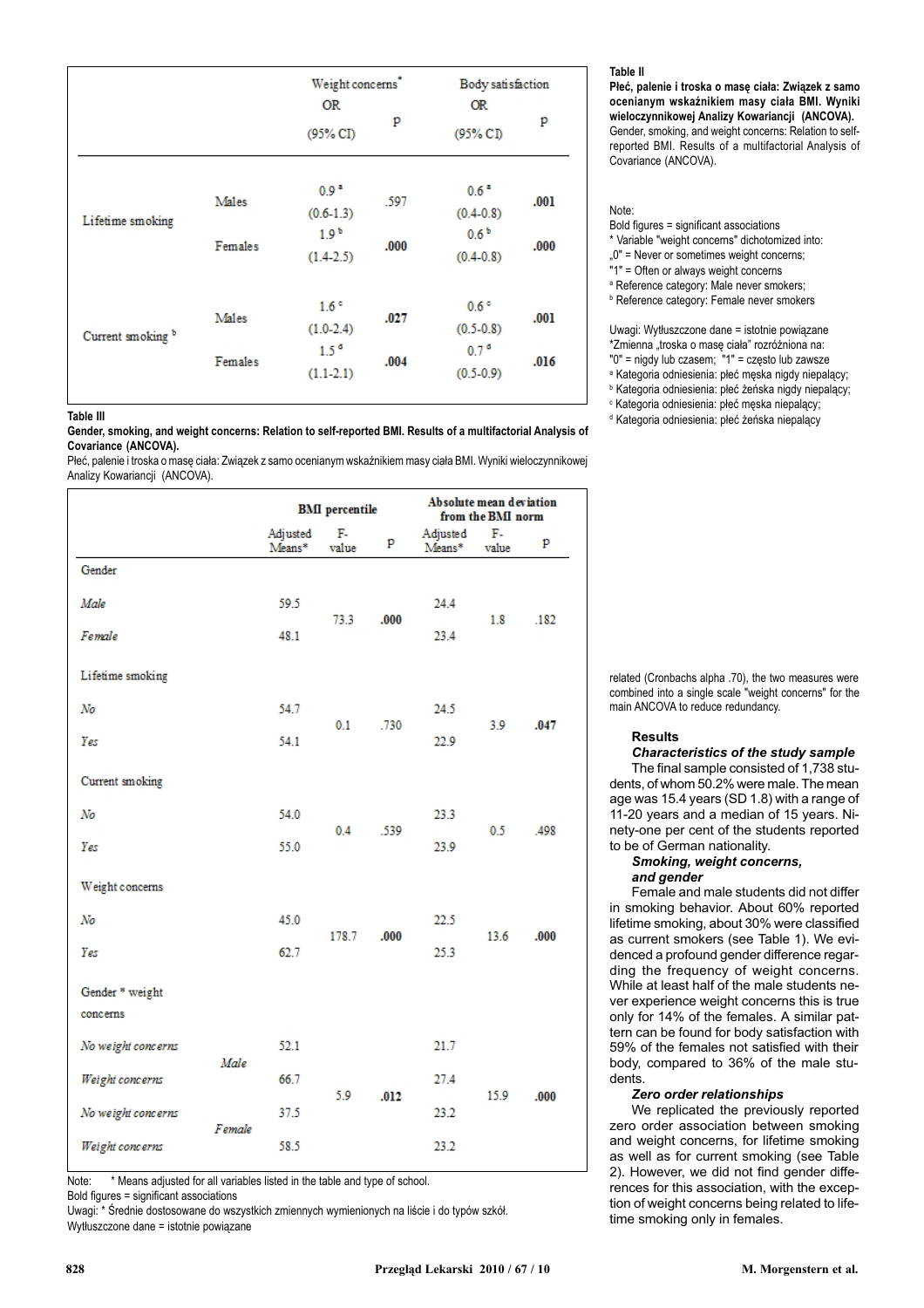| | | Weight concerns* | | Body satisfaction | |
|---|---|---|---|---|---|
| | | OR (95% CI) | p | OR (95% CI) | p |
| Lifetime smoking | Males | 0.9 [a] (0.6-1.3) | .597 | 0.6 [a] (0.4-0.8) | **.001** |
| | Females | 1.9 [b] (1.4-2.5) | **.000** | 0.6 [b] (0.4-0.8) | **.000** |
| Current smoking [b] | Males | 1.6 [c] (1.0-2.4) | **.027** | 0.6 [c] (0.5-0.8) | **.001** |
| | Females | 1.5 [d] (1.1-2.1) | **.004** | 0.7 [d] (0.5-0.9) | **.016** |

**Table II**

**Płeć, palenie i troska o masę ciała: Związek z samo ocenianym wskaźnikiem masy ciała BMI. Wyniki wieloczynnikowej Analizy Kowariancji (ANCOVA).**
Gender, smoking, and weight concerns: Relation to self-reported BMI. Results of a multifactorial Analysis of Covariance (ANCOVA).

Note:
Bold figures = significant associations
* Variable "weight concerns" dichotomized into:
„0" = Never or sometimes weight concerns;
"1" = Often or always weight concerns
[a] Reference category: Male never smokers;
[b] Reference category: Female never smokers

Uwagi: Wytłuszczone dane = istotnie powiązane
*Zmienna „troska o masę ciała" rozróżniona na:
"0" = nigdy lub czasem; "1" = często lub zawsze
[a] Kategoria odniesienia: płeć męska nigdy niepalący;
[b] Kategoria odniesienia: płeć żeńska nigdy niepalący;
[c] Kategoria odniesienia: płeć męska niepalący;
[d] Kategoria odniesienia: płeć żeńska niepalący

**Table III**

**Gender, smoking, and weight concerns: Relation to self-reported BMI. Results of a multifactorial Analysis of Covariance (ANCOVA).**
Płeć, palenie i troska o masę ciała: Związek z samo ocenianym wskaźnikiem masy ciała BMI. Wyniki wieloczynnikowej Analizy Kowariancji (ANCOVA).

| | | BMI percentile | | | Absolute mean deviation from the BMI norm | | |
|---|---|---|---|---|---|---|---|
| | | Adjusted Means* | F-value | p | Adjusted Means* | F-value | p |
| Gender | | | | | | | |
| *Male* | | 59.5 | 73.3 | **.000** | 24.4 | 1.8 | .182 |
| *Female* | | 48.1 | | | 23.4 | | |
| Lifetime smoking | | | | | | | |
| *No* | | 54.7 | 0.1 | .730 | 24.5 | 3.9 | **.047** |
| *Yes* | | 54.1 | | | 22.9 | | |
| Current smoking | | | | | | | |
| *No* | | 54.0 | 0.4 | .539 | 23.3 | 0.5 | .498 |
| *Yes* | | 55.0 | | | 23.9 | | |
| Weight concerns | | | | | | | |
| *No* | | 45.0 | 178.7 | **.000** | 22.5 | 13.6 | **.000** |
| *Yes* | | 62.7 | | | 25.3 | | |
| Gender * weight concerns | | | | | | | |
| *No weight concerns* | *Male* | 52.1 | 5.9 | **.012** | 21.7 | 15.9 | **.000** |
| *Weight concerns* | | 66.7 | | | 27.4 | | |
| *No weight concerns* | *Female* | 37.5 | | | 23.2 | | |
| *Weight concerns* | | 58.5 | | | 23.2 | | |

Note: * Means adjusted for all variables listed in the table and type of school.
Bold figures = significant associations
Uwagi: * Średnie dostosowane do wszystkich zmiennych wymienionych na liście i do typów szkół.
Wytłuszczone dane = istotnie powiązane

related (Cronbachs alpha .70), the two measures were combined into a single scale "weight concerns" for the main ANCOVA to reduce redundancy.

## Results

### *Characteristics of the study sample*

The final sample consisted of 1,738 students, of whom 50.2% were male. The mean age was 15.4 years (SD 1.8) with a range of 11-20 years and a median of 15 years. Ninety-one per cent of the students reported to be of German nationality.

### *Smoking, weight concerns, and gender*

Female and male students did not differ in smoking behavior. About 60% reported lifetime smoking, about 30% were classified as current smokers (see Table 1). We evidenced a profound gender difference regarding the frequency of weight concerns. While at least half of the male students never experience weight concerns this is true only for 14% of the females. A similar pattern can be found for body satisfaction with 59% of the females not satisfied with their body, compared to 36% of the male students.

### *Zero order relationships*

We replicated the previously reported zero order association between smoking and weight concerns, for lifetime smoking as well as for current smoking (see Table 2). However, we did not find gender differences for this association, with the exception of weight concerns being related to lifetime smoking only in females.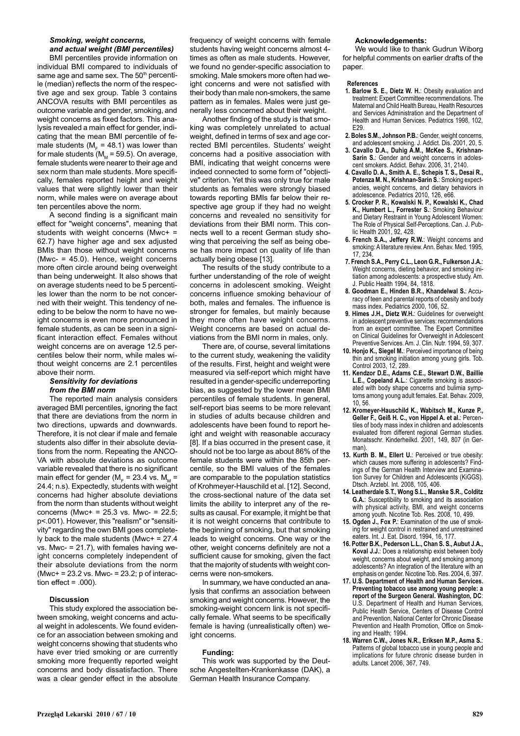### *Smoking, weight concerns, and actual weight (BMI percentiles)*

BMI percentiles provide information on individual BMI compared to individuals of same age and same sex. The 50[th] percentile (median) reflects the norm of the respective age and sex group. Table 3 contains ANCOVA results with BMI percentiles as outcome variable and gender, smoking, and weight concerns as fixed factors. This analysis revealed a main effect for gender, indicating that the mean BMI percentile of female students ($M_F$ = 48.1) was lower than for male students ($M_M$ = 59.5). On average, female students were nearer to their age and sex norm than male students. More specifically, females reported height and weight values that were slightly lower than their norm, while males were on average about ten percentiles above the norm.

A second finding is a significant main effect for "weight concerns", meaning that students with weight concerns (Mwc+ = 62.7) have higher age and sex adjusted BMIs than those without weight concerns (Mwc- = 45.0). Hence, weight concerns more often circle around being overweight than being underweight. It also shows that on average students need to be 5 percentiles lower than the norm to be not concerned with their weight. This tendency of needing to be below the norm to have no weight concerns is even more pronounced in female students, as can be seen in a significant interaction effect. Females without weight concerns are on average 12.5 percentiles below their norm, while males without weight concerns are 2.1 percentiles above their norm.

### *Sensitivity for deviations from the BMI norm*

The reported main analysis considers averaged BMI percentiles, ignoring the fact that there are deviations from the norm in two directions, upwards and downwards. Therefore, it is not clear if male and female students also differ in their absolute deviations from the norm. Repeating the ANCOVA with absolute deviations as outcome variable revealed that there is no significant main effect for gender ($M_F$ = 23.4 vs. $M_M$ = 24.4; n.s). Expectedly, students with weight concerns had higher absolute deviations from the norm than students without weight concerns (Mwc+ = 25.3 vs. Mwc- = 22.5; p<.001). However, this "realism" or "sensitivity" regarding the own BMI goes completely back to the male students (Mwc+ = 27.4 vs. Mwc- = 21.7), with females having weight concerns completely independent of their absolute deviations from the norm (Mwc+ = 23.2 vs. Mwc- = 23.2; p of interaction effect = .000).

## Discussion

This study explored the association between smoking, weight concerns and actual weight in adolescents. We found evidence for an association between smoking and weight concerns showing that students who have ever tried smoking or are currently smoking more frequently reported weight concerns and body dissatisfaction. There was a clear gender effect in the absolute frequency of weight concerns with female students having weight concerns almost 4-times as often as male students. However, we found no gender-specific association to smoking. Male smokers more often had weight concerns and were not satisfied with their body than male non-smokers, the same pattern as in females. Males were just generally less concerned about their weight.

Another finding of the study is that smoking was completely unrelated to actual weight, defined in terms of sex and age corrected BMI percentiles. Students' weight concerns had a positive association with BMI, indicating that weight concerns were indeed connected to some form of "objective" criterion. Yet this was only true for male students as females were strongly biased towards reporting BMIs far below their respective age group if they had no weight concerns and revealed no sensitivity for deviations from their BMI norm. This connects well to a recent German study showing that perceiving the self as being obese has more impact on quality of life than actually being obese [13].

The results of the study contribute to a further understanding of the role of weight concerns in adolescent smoking. Weight concerns influence smoking behaviour of both, males and females. The influence is stronger for females, but mainly because they more often have weight concerns. Weight concerns are based on actual deviations from the BMI norm in males, only.

There are, of course, several limitations to the current study, weakening the validity of the results. First, height and weight were measured via self-report which might have resulted in a gender-specific underreporting bias, as suggested by the lower mean BMI percentiles of female students. In general, self-report bias seems to be more relevant in studies of adults because children and adolescents have been found to report height and weight with reasonable accuracy [8]. If a bias occurred in the present case, it should not be too large as about 86% of the female students were within the 85th percentile, so the BMI values of the females are comparable to the population statistics of Krohmeyer-Hauschild et al. [12]. Second, the cross-sectional nature of the data set limits the ability to interpret any of the results as causal. For example, it might be that it is not weight concerns that contribute to the beginning of smoking, but that smoking leads to weight concerns. One way or the other, weight concerns definitely are not a sufficient cause for smoking, given the fact that the majority of students with weight concerns were non-smokers.

In summary, we have conducted an analysis that confirms an association between smoking and weight concerns. However, the smoking-weight concern link is not specifically female. What seems to be specifically female is having (unrealistically often) weight concerns.

## Funding:

This work was supported by the Deutsche Angestellten-Krankenkasse (DAK), a German Health Insurance Company.

## Acknowledgements:

We would like to thank Gudrun Wiborg for helpful comments on earlier drafts of the paper.

## References

1. **Barlow S. E., Dietz W. H.**: Obesity evaluation and treatment: Expert Committee recommendations. The Maternal and Child Health Bureau, Health Resources and Services Administration and the Department of Health and Human Services. Pediatrics 1998, 102, E29.
2. **Boles S.M., Johnson P.B.**: Gender, weight concerns, and adolescent smoking. J. Addict. Dis. 2001, 20, 5.
3. **Cavallo D.A., Duhig A.M., McKee S., Krishnan-Sarin S.**: Gender and weight concerns in adolescent smokers. Addict. Behav. 2006, 31, 2140.
4. **Cavallo D. A., Smith A. E., Schepis T. S., Desai R., Potenza M. N., Krishnan-Sarin S.**: Smoking expectancies, weight concerns, and dietary behaviors in adolescence. Pediatrics 2010, 126, e66.
5. **Crocker P. R., Kowalski N. P., Kowalski K., Chad K., Humbert L., Forrester S.**: Smoking Behaviour and Dietary Restraint in Young Adolescent Women: The Role of Physical Self-Perceptions. Can. J. Public Health 2001, 92, 428.
6. **French S.A., Jeffery R.W.**: Weight concerns and smoking: A literature review. Ann. Behav. Med. 1995, 17, 234.
7. **French S.A., Perry C.L., Leon G.R., Fulkerson J.A.**: Weight concerns, dieting behavior, and smoking initiation among adolescents: a prospective study. Am. J. Public Health 1994, 84, 1818.
8. **Goodman E., Hinden B.R., Khandelwal S.**: Accuracy of teen and parental reports of obesity and body mass index. Pediatrics 2000, 106, 52.
9. **Himes J.H., Dietz W.H.**: Guidelines for overweight in adolescent preventive services: recommendations from an expert committee. The Expert Committee on Clinical Guidelines for Overweight in Adolescent Preventive Services. Am. J. Clin. Nutr. 1994, 59, 307.
10. **Honjo K., Siegel M.**: Perceived importance of being thin and smoking initiation among young girls. Tob. Control 2003, 12, 289.
11. **Kendzor D.E., Adams C.E., Stewart D.W., Baillie L.E., Copeland A.L.**: Cigarette smoking is associated with body shape concerns and bulimia symptoms among young adult females. Eat. Behav. 2009, 10, 56.
12. **Kromeyer-Hauschild K., Wabitsch M., Kunze P., Geller F., Geiß H. C., von Hippel A. et al.**: Percentiles of body mass index in children and adolescents evaluated from different regional German studies. Monatsschr. Kinderheilkd. 2001, 149, 807 (in German).
13. **Kurth B. M., Ellert U.**: Perceived or true obesity: which causes more suffering in adolescents? Findings of the German Health Interview and Examination Survey for Children and Adolescents (KiGGS). Dtsch. Arztebl. Int. 2008, 105, 406.
14. **Leatherdale S.T., Wong S.L., Manske S.R., Colditz G.A.**: Susceptibility to smoking and its association with physical activity, BMI, and weight concerns among youth. Nicotine Tob. Res. 2008, 10, 499.
15. **Ogden J., Fox P.**: Examination of the use of smoking for weight control in restrained and unrestrained eaters. Int. J. Eat. Disord. 1994, 16, 177.
16. **Potter B.K., Pederson L.L., Chan S. S., Aubut J.A., Koval J.J.**: Does a relationship exist between body weight, concerns about weight, and smoking among adolescents? An integration of the literature with an emphasis on gender. Nicotine Tob. Res. 2004, 6, 397.
17. **U.S. Department of Health and Human Services. Preventing tobacco use among young people: a report of the Surgeon General. Washington, DC**: U.S. Department of Health and Human Services, Public Health Service, Centers of Disease Control and Prevention, National Center for Chronic Disease Prevention and Health Promotion, Office on Smoking and Health; 1994.
18. **Warren C.W., Jones N.R., Eriksen M.P., Asma S.**: Patterns of global tobacco use in young people and implications for future chronic disease burden in adults. Lancet 2006, 367, 749.